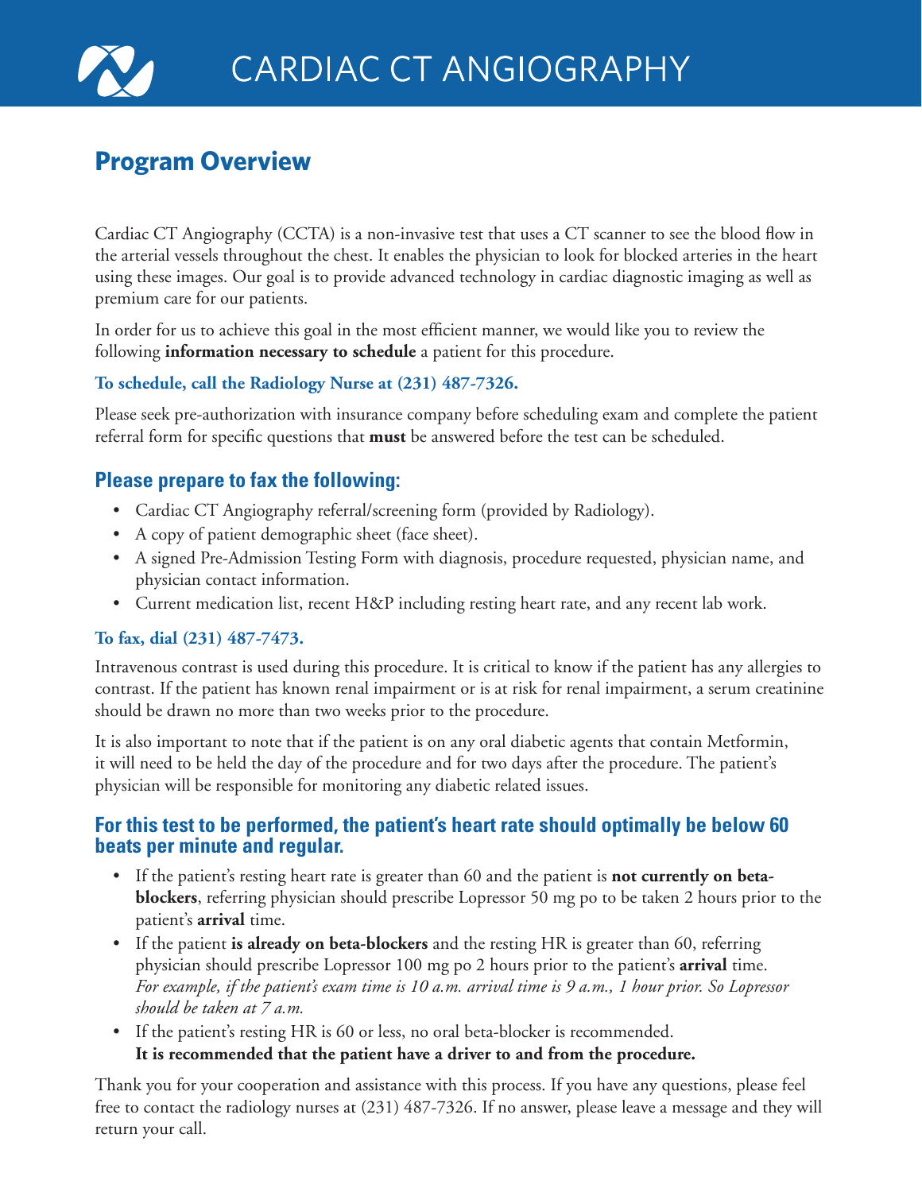# CARDIAC CT ANGIOGRAPHY

## Program Overview

Cardiac CT Angiography (CCTA) is a non-invasive test that uses a CT scanner to see the blood flow in the arterial vessels throughout the chest. It enables the physician to look for blocked arteries in the heart using these images. Our goal is to provide advanced technology in cardiac diagnostic imaging as well as premium care for our patients.

In order for us to achieve this goal in the most efficient manner, we would like you to review the following **information necessary to schedule** a patient for this procedure.

**To schedule, call the Radiology Nurse at (231) 487-7326.**

Please seek pre-authorization with insurance company before scheduling exam and complete the patient referral form for specific questions that **must** be answered before the test can be scheduled.

### Please prepare to fax the following:

- Cardiac CT Angiography referral/screening form (provided by Radiology).
- A copy of patient demographic sheet (face sheet).
- A signed Pre-Admission Testing Form with diagnosis, procedure requested, physician name, and physician contact information.
- Current medication list, recent H&P including resting heart rate, and any recent lab work.

**To fax, dial (231) 487-7473.**

Intravenous contrast is used during this procedure. It is critical to know if the patient has any allergies to contrast. If the patient has known renal impairment or is at risk for renal impairment, a serum creatinine should be drawn no more than two weeks prior to the procedure.

It is also important to note that if the patient is on any oral diabetic agents that contain Metformin, it will need to be held the day of the procedure and for two days after the procedure. The patient's physician will be responsible for monitoring any diabetic related issues.

### For this test to be performed, the patient's heart rate should optimally be below 60 beats per minute and regular.

- If the patient's resting heart rate is greater than 60 and the patient is **not currently on beta-blockers**, referring physician should prescribe Lopressor 50 mg po to be taken 2 hours prior to the patient's **arrival** time.
- If the patient **is already on beta-blockers** and the resting HR is greater than 60, referring physician should prescribe Lopressor 100 mg po 2 hours prior to the patient's **arrival** time.
  *For example, if the patient's exam time is 10 a.m. arrival time is 9 a.m., 1 hour prior. So Lopressor should be taken at 7 a.m.*
- If the patient's resting HR is 60 or less, no oral beta-blocker is recommended.
  **It is recommended that the patient have a driver to and from the procedure.**

Thank you for your cooperation and assistance with this process. If you have any questions, please feel free to contact the radiology nurses at (231) 487-7326. If no answer, please leave a message and they will return your call.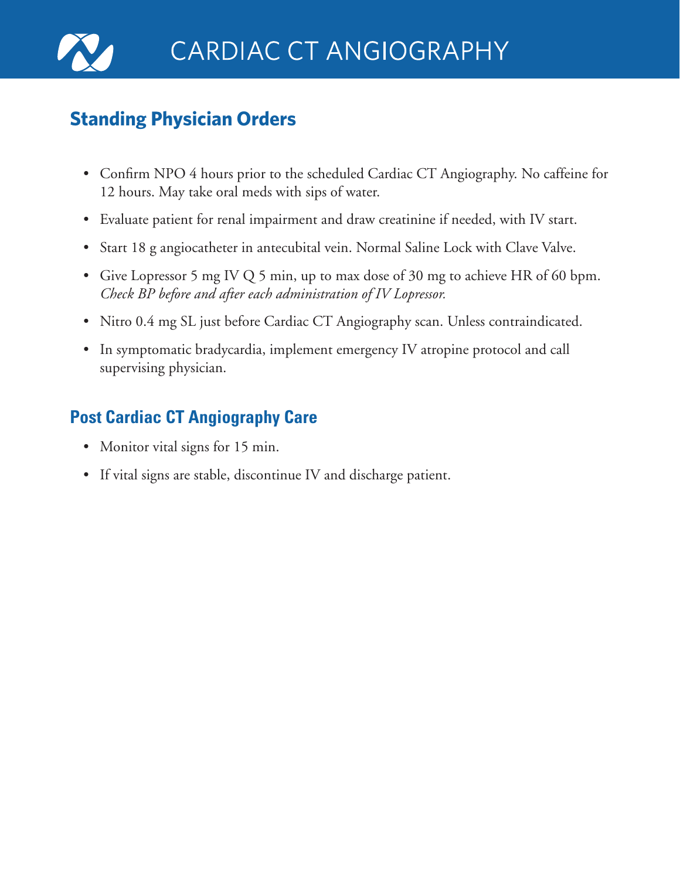# CARDIAC CT ANGIOGRAPHY

## Standing Physician Orders

- Confirm NPO 4 hours prior to the scheduled Cardiac CT Angiography. No caffeine for 12 hours. May take oral meds with sips of water.
- Evaluate patient for renal impairment and draw creatinine if needed, with IV start.
- Start 18 g angiocatheter in antecubital vein. Normal Saline Lock with Clave Valve.
- Give Lopressor 5 mg IV Q 5 min, up to max dose of 30 mg to achieve HR of 60 bpm. *Check BP before and after each administration of IV Lopressor.*
- Nitro 0.4 mg SL just before Cardiac CT Angiography scan. Unless contraindicated.
- In symptomatic bradycardia, implement emergency IV atropine protocol and call supervising physician.

## Post Cardiac CT Angiography Care

- Monitor vital signs for 15 min.
- If vital signs are stable, discontinue IV and discharge patient.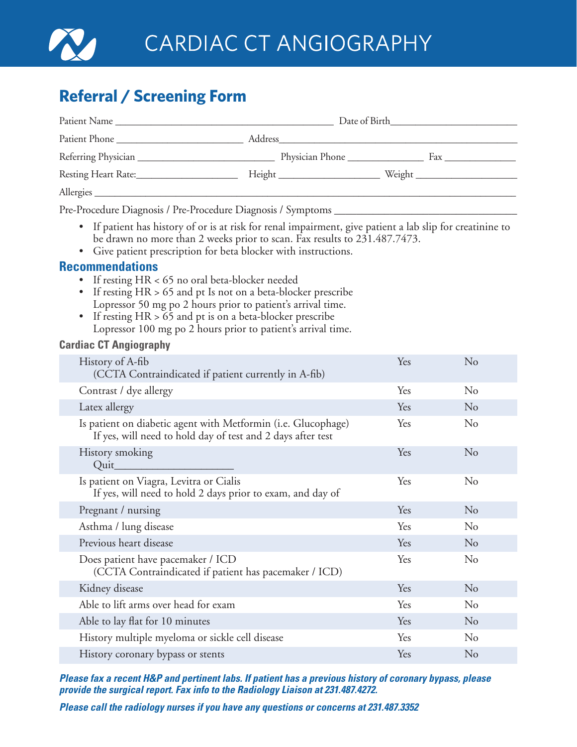# CARDIAC CT ANGIOGRAPHY

## Referral / Screening Form

Patient Name ___________________________ Date of Birth ___________________

Patient Phone ___________________ Address ___________________________________

Referring Physician ___________________ Physician Phone _____________ Fax _____________

Resting Heart Rate: _______________ Height _______________ Weight _______________

Allergies ___________________________________________________________________

Pre-Procedure Diagnosis / Pre-Procedure Diagnosis / Symptoms ___________________________

- If patient has history of or is at risk for renal impairment, give patient a lab slip for creatinine to be drawn no more than 2 weeks prior to scan. Fax results to 231.487.7473.
- Give patient prescription for beta blocker with instructions.

### Recommendations

- If resting HR < 65 no oral beta-blocker needed
- If resting HR > 65 and pt Is not on a beta-blocker prescribe Lopressor 50 mg po 2 hours prior to patient's arrival time.
- If resting HR > 65 and pt is on a beta-blocker prescribe Lopressor 100 mg po 2 hours prior to patient's arrival time.

#### Cardiac CT Angiography

| | | |
|---|---|---|
| History of A-fib<br>(CCTA Contraindicated if patient currently in A-fib) | Yes | No |
| Contrast / dye allergy | Yes | No |
| Latex allergy | Yes | No |
| Is patient on diabetic agent with Metformin (i.e. Glucophage)<br>If yes, will need to hold day of test and 2 days after test | Yes | No |
| History smoking<br>Quit____________________ | Yes | No |
| Is patient on Viagra, Levitra or Cialis<br>If yes, will need to hold 2 days prior to exam, and day of | Yes | No |
| Pregnant / nursing | Yes | No |
| Asthma / lung disease | Yes | No |
| Previous heart disease | Yes | No |
| Does patient have pacemaker / ICD<br>(CCTA Contraindicated if patient has pacemaker / ICD) | Yes | No |
| Kidney disease | Yes | No |
| Able to lift arms over head for exam | Yes | No |
| Able to lay flat for 10 minutes | Yes | No |
| History multiple myeloma or sickle cell disease | Yes | No |
| History coronary bypass or stents | Yes | No |

***Please fax a recent H&P and pertinent labs. If patient has a previous history of coronary bypass, please provide the surgical report. Fax info to the Radiology Liaison at 231.487.4272.***

***Please call the radiology nurses if you have any questions or concerns at 231.487.3352***